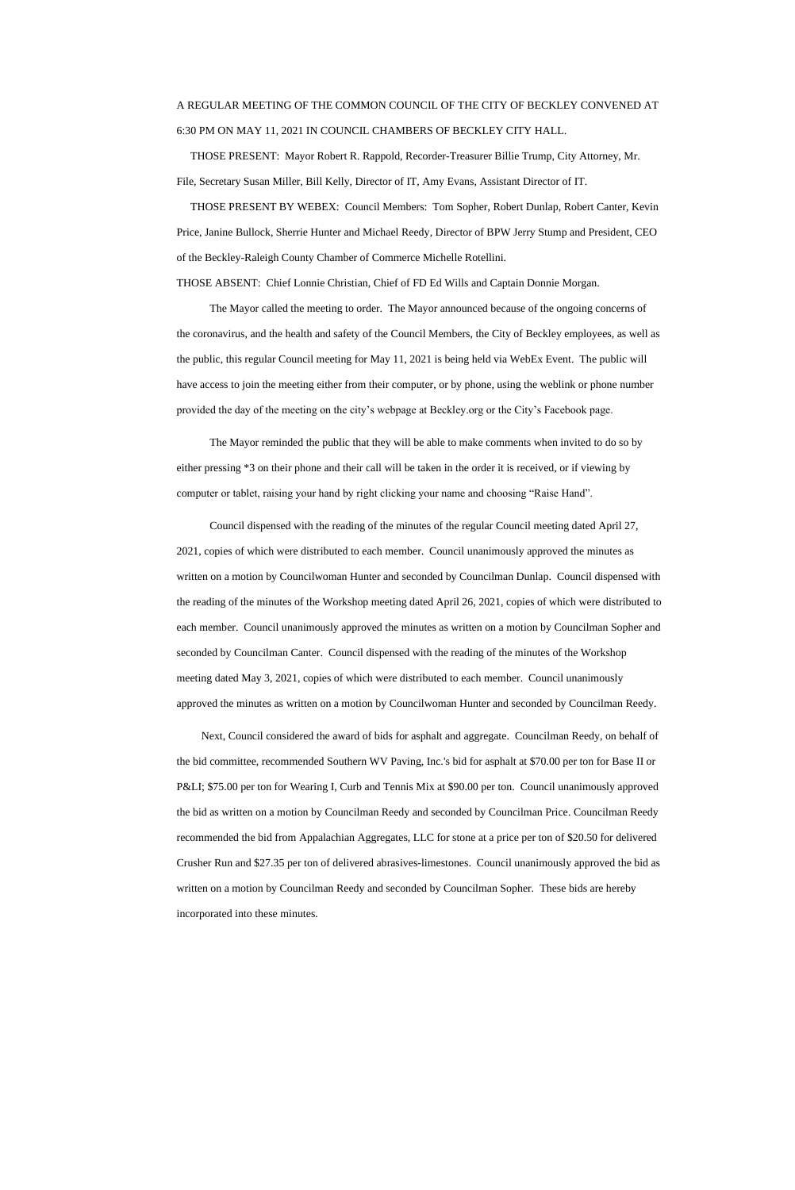A REGULAR MEETING OF THE COMMON COUNCIL OF THE CITY OF BECKLEY CONVENED AT 6:30 PM ON MAY 11, 2021 IN COUNCIL CHAMBERS OF BECKLEY CITY HALL.

THOSE PRESENT: Mayor Robert R. Rappold, Recorder-Treasurer Billie Trump, City Attorney, Mr. File, Secretary Susan Miller, Bill Kelly, Director of IT, Amy Evans, Assistant Director of IT.

THOSE PRESENT BY WEBEX: Council Members: Tom Sopher, Robert Dunlap, Robert Canter, Kevin Price, Janine Bullock, Sherrie Hunter and Michael Reedy, Director of BPW Jerry Stump and President, CEO of the Beckley-Raleigh County Chamber of Commerce Michelle Rotellini.

THOSE ABSENT: Chief Lonnie Christian, Chief of FD Ed Wills and Captain Donnie Morgan.

The Mayor called the meeting to order. The Mayor announced because of the ongoing concerns of the coronavirus, and the health and safety of the Council Members, the City of Beckley employees, as well as the public, this regular Council meeting for May 11, 2021 is being held via WebEx Event. The public will have access to join the meeting either from their computer, or by phone, using the weblink or phone number provided the day of the meeting on the city's webpage at Beckley.org or the City's Facebook page.

The Mayor reminded the public that they will be able to make comments when invited to do so by either pressing *3 on their phone and their call will be taken in the order it is received, or if viewing by computer or tablet, raising your hand by right clicking your name and choosing "Raise Hand".

Council dispensed with the reading of the minutes of the regular Council meeting dated April 27, 2021, copies of which were distributed to each member. Council unanimously approved the minutes as written on a motion by Councilwoman Hunter and seconded by Councilman Dunlap. Council dispensed with the reading of the minutes of the Workshop meeting dated April 26, 2021, copies of which were distributed to each member. Council unanimously approved the minutes as written on a motion by Councilman Sopher and seconded by Councilman Canter. Council dispensed with the reading of the minutes of the Workshop meeting dated May 3, 2021, copies of which were distributed to each member. Council unanimously approved the minutes as written on a motion by Councilwoman Hunter and seconded by Councilman Reedy.

Next, Council considered the award of bids for asphalt and aggregate. Councilman Reedy, on behalf of the bid committee, recommended Southern WV Paving, Inc.'s bid for asphalt at $70.00 per ton for Base II or P&LI; $75.00 per ton for Wearing I, Curb and Tennis Mix at $90.00 per ton. Council unanimously approved the bid as written on a motion by Councilman Reedy and seconded by Councilman Price. Councilman Reedy recommended the bid from Appalachian Aggregates, LLC for stone at a price per ton of $20.50 for delivered Crusher Run and $27.35 per ton of delivered abrasives-limestones. Council unanimously approved the bid as written on a motion by Councilman Reedy and seconded by Councilman Sopher. These bids are hereby incorporated into these minutes.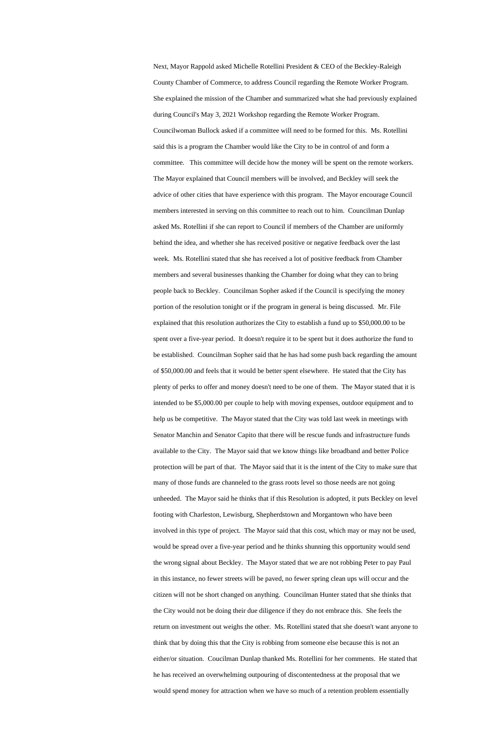Next, Mayor Rappold asked Michelle Rotellini President & CEO of the Beckley-Raleigh County Chamber of Commerce, to address Council regarding the Remote Worker Program. She explained the mission of the Chamber and summarized what she had previously explained during Council's May 3, 2021 Workshop regarding the Remote Worker Program. Councilwoman Bullock asked if a committee will need to be formed for this. Ms. Rotellini said this is a program the Chamber would like the City to be in control of and form a committee. This committee will decide how the money will be spent on the remote workers. The Mayor explained that Council members will be involved, and Beckley will seek the advice of other cities that have experience with this program. The Mayor encourage Council members interested in serving on this committee to reach out to him. Councilman Dunlap asked Ms. Rotellini if she can report to Council if members of the Chamber are uniformly behind the idea, and whether she has received positive or negative feedback over the last week. Ms. Rotellini stated that she has received a lot of positive feedback from Chamber members and several businesses thanking the Chamber for doing what they can to bring people back to Beckley. Councilman Sopher asked if the Council is specifying the money portion of the resolution tonight or if the program in general is being discussed. Mr. File explained that this resolution authorizes the City to establish a fund up to $50,000.00 to be spent over a five-year period. It doesn't require it to be spent but it does authorize the fund to be established. Councilman Sopher said that he has had some push back regarding the amount of $50,000.00 and feels that it would be better spent elsewhere. He stated that the City has plenty of perks to offer and money doesn't need to be one of them. The Mayor stated that it is intended to be $5,000.00 per couple to help with moving expenses, outdoor equipment and to help us be competitive. The Mayor stated that the City was told last week in meetings with Senator Manchin and Senator Capito that there will be rescue funds and infrastructure funds available to the City. The Mayor said that we know things like broadband and better Police protection will be part of that. The Mayor said that it is the intent of the City to make sure that many of those funds are channeled to the grass roots level so those needs are not going unheeded. The Mayor said he thinks that if this Resolution is adopted, it puts Beckley on level footing with Charleston, Lewisburg, Shepherdstown and Morgantown who have been involved in this type of project. The Mayor said that this cost, which may or may not be used, would be spread over a five-year period and he thinks shunning this opportunity would send the wrong signal about Beckley. The Mayor stated that we are not robbing Peter to pay Paul in this instance, no fewer streets will be paved, no fewer spring clean ups will occur and the citizen will not be short changed on anything. Councilman Hunter stated that she thinks that the City would not be doing their due diligence if they do not embrace this. She feels the return on investment out weighs the other. Ms. Rotellini stated that she doesn't want anyone to think that by doing this that the City is robbing from someone else because this is not an either/or situation. Coucilman Dunlap thanked Ms. Rotellini for her comments. He stated that he has received an overwhelming outpouring of discontentedness at the proposal that we would spend money for attraction when we have so much of a retention problem essentially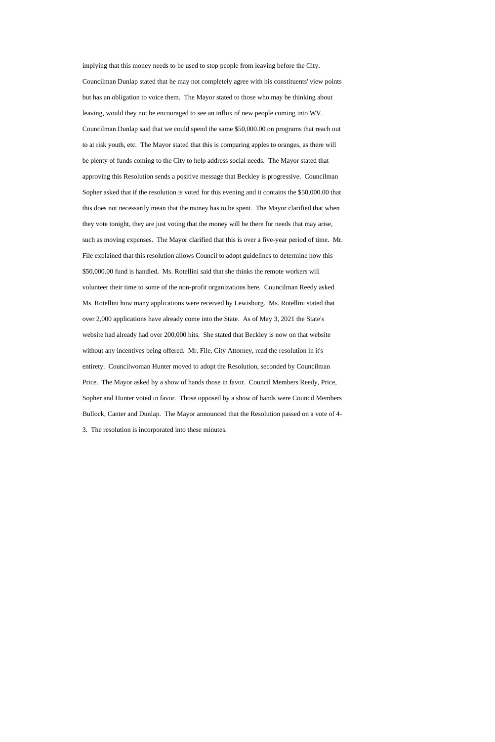implying that this money needs to be used to stop people from leaving before the City. Councilman Dunlap stated that he may not completely agree with his constituents' view points but has an obligation to voice them. The Mayor stated to those who may be thinking about leaving, would they not be encouraged to see an influx of new people coming into WV. Councilman Dunlap said that we could spend the same $50,000.00 on programs that reach out to at risk youth, etc. The Mayor stated that this is comparing apples to oranges, as there will be plenty of funds coming to the City to help address social needs. The Mayor stated that approving this Resolution sends a positive message that Beckley is progressive. Councilman Sopher asked that if the resolution is voted for this evening and it contains the $50,000.00 that this does not necessarily mean that the money has to be spent. The Mayor clarified that when they vote tonight, they are just voting that the money will be there for needs that may arise, such as moving expenses. The Mayor clarified that this is over a five-year period of time. Mr. File explained that this resolution allows Council to adopt guidelines to determine how this $50,000.00 fund is handled. Ms. Rotellini said that she thinks the remote workers will volunteer their time to some of the non-profit organizations here. Councilman Reedy asked Ms. Rotellini how many applications were received by Lewisburg. Ms. Rotellini stated that over 2,000 applications have already come into the State. As of May 3, 2021 the State's website had already had over 200,000 hits. She stated that Beckley is now on that website without any incentives being offered. Mr. File, City Attorney, read the resolution in it's entirety. Councilwoman Hunter moved to adopt the Resolution, seconded by Councilman Price. The Mayor asked by a show of hands those in favor. Council Members Reedy, Price, Sopher and Hunter voted in favor. Those opposed by a show of hands were Council Members Bullock, Canter and Dunlap. The Mayor announced that the Resolution passed on a vote of 4-3. The resolution is incorporated into these minutes.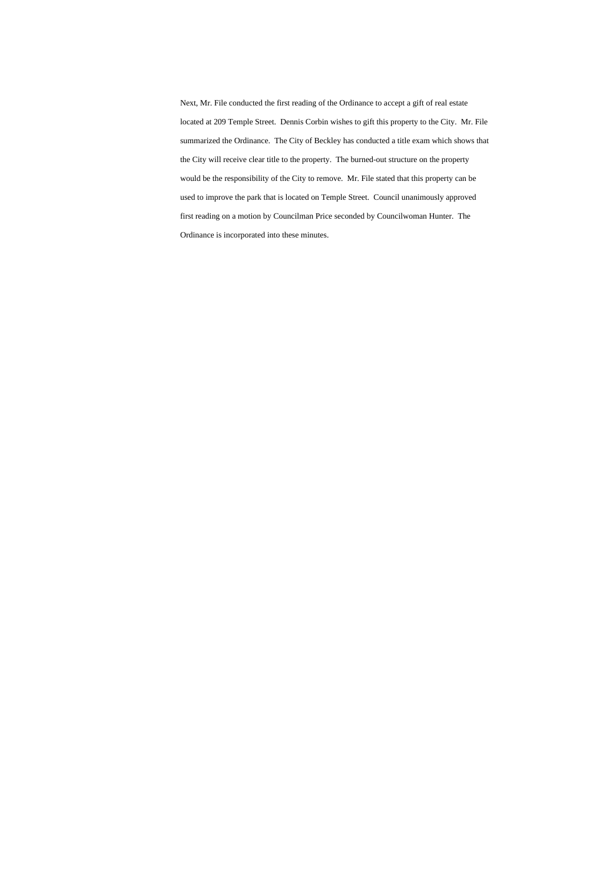Next, Mr. File conducted the first reading of the Ordinance to accept a gift of real estate located at 209 Temple Street. Dennis Corbin wishes to gift this property to the City. Mr. File summarized the Ordinance. The City of Beckley has conducted a title exam which shows that the City will receive clear title to the property. The burned-out structure on the property would be the responsibility of the City to remove. Mr. File stated that this property can be used to improve the park that is located on Temple Street. Council unanimously approved first reading on a motion by Councilman Price seconded by Councilwoman Hunter. The Ordinance is incorporated into these minutes.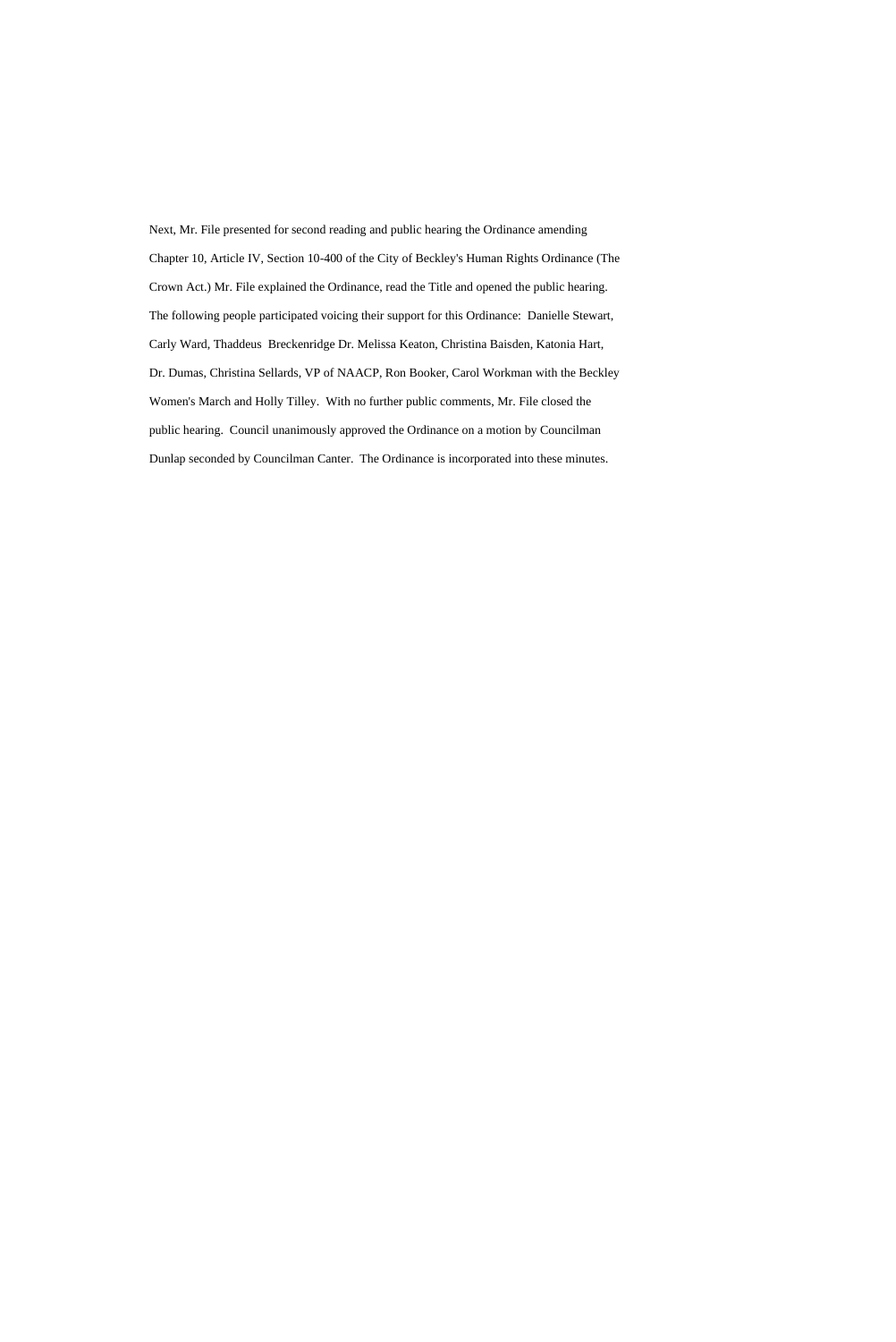Next, Mr. File presented for second reading and public hearing the Ordinance amending Chapter 10, Article IV, Section 10-400 of the City of Beckley's Human Rights Ordinance (The Crown Act.) Mr. File explained the Ordinance, read the Title and opened the public hearing. The following people participated voicing their support for this Ordinance: Danielle Stewart, Carly Ward, Thaddeus Breckenridge Dr. Melissa Keaton, Christina Baisden, Katonia Hart, Dr. Dumas, Christina Sellards, VP of NAACP, Ron Booker, Carol Workman with the Beckley Women's March and Holly Tilley. With no further public comments, Mr. File closed the public hearing. Council unanimously approved the Ordinance on a motion by Councilman Dunlap seconded by Councilman Canter. The Ordinance is incorporated into these minutes.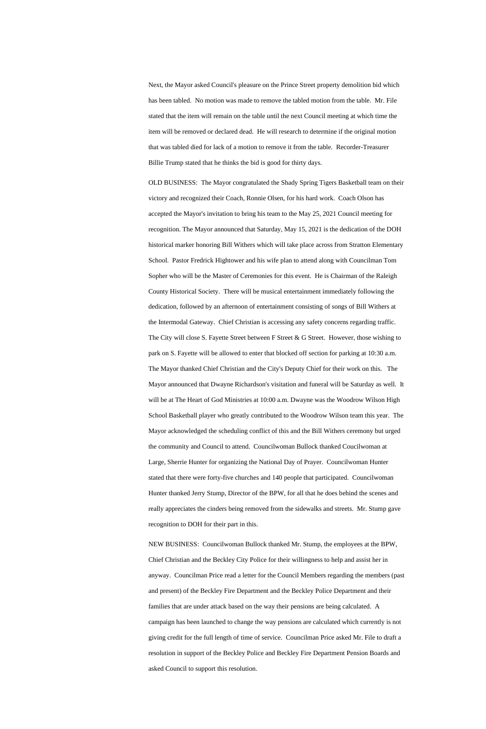Next, the Mayor asked Council's pleasure on the Prince Street property demolition bid which has been tabled. No motion was made to remove the tabled motion from the table. Mr. File stated that the item will remain on the table until the next Council meeting at which time the item will be removed or declared dead. He will research to determine if the original motion that was tabled died for lack of a motion to remove it from the table. Recorder-Treasurer Billie Trump stated that he thinks the bid is good for thirty days.

OLD BUSINESS: The Mayor congratulated the Shady Spring Tigers Basketball team on their victory and recognized their Coach, Ronnie Olsen, for his hard work. Coach Olson has accepted the Mayor's invitation to bring his team to the May 25, 2021 Council meeting for recognition. The Mayor announced that Saturday, May 15, 2021 is the dedication of the DOH historical marker honoring Bill Withers which will take place across from Stratton Elementary School. Pastor Fredrick Hightower and his wife plan to attend along with Councilman Tom Sopher who will be the Master of Ceremonies for this event. He is Chairman of the Raleigh County Historical Society. There will be musical entertainment immediately following the dedication, followed by an afternoon of entertainment consisting of songs of Bill Withers at the Intermodal Gateway. Chief Christian is accessing any safety concerns regarding traffic. The City will close S. Fayette Street between F Street & G Street. However, those wishing to park on S. Fayette will be allowed to enter that blocked off section for parking at 10:30 a.m. The Mayor thanked Chief Christian and the City's Deputy Chief for their work on this. The Mayor announced that Dwayne Richardson's visitation and funeral will be Saturday as well. It will be at The Heart of God Ministries at 10:00 a.m. Dwayne was the Woodrow Wilson High School Basketball player who greatly contributed to the Woodrow Wilson team this year. The Mayor acknowledged the scheduling conflict of this and the Bill Withers ceremony but urged the community and Council to attend. Councilwoman Bullock thanked Coucilwoman at Large, Sherrie Hunter for organizing the National Day of Prayer. Councilwoman Hunter stated that there were forty-five churches and 140 people that participated. Councilwoman Hunter thanked Jerry Stump, Director of the BPW, for all that he does behind the scenes and really appreciates the cinders being removed from the sidewalks and streets. Mr. Stump gave recognition to DOH for their part in this.

NEW BUSINESS: Councilwoman Bullock thanked Mr. Stump, the employees at the BPW, Chief Christian and the Beckley City Police for their willingness to help and assist her in anyway. Councilman Price read a letter for the Council Members regarding the members (past and present) of the Beckley Fire Department and the Beckley Police Department and their families that are under attack based on the way their pensions are being calculated. A campaign has been launched to change the way pensions are calculated which currently is not giving credit for the full length of time of service. Councilman Price asked Mr. File to draft a resolution in support of the Beckley Police and Beckley Fire Department Pension Boards and asked Council to support this resolution.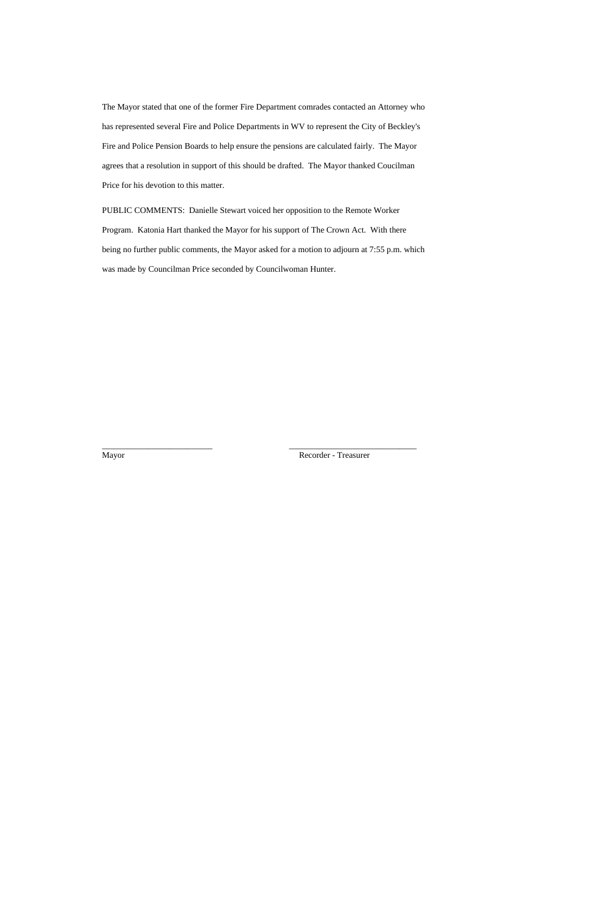The Mayor stated that one of the former Fire Department comrades contacted an Attorney who has represented several Fire and Police Departments in WV to represent the City of Beckley's Fire and Police Pension Boards to help ensure the pensions are calculated fairly. The Mayor agrees that a resolution in support of this should be drafted. The Mayor thanked Coucilman Price for his devotion to this matter.

PUBLIC COMMENTS: Danielle Stewart voiced her opposition to the Remote Worker Program. Katonia Hart thanked the Mayor for his support of The Crown Act. With there being no further public comments, the Mayor asked for a motion to adjourn at 7:55 p.m. which was made by Councilman Price seconded by Councilwoman Hunter.

\_\_\_\_\_\_\_\_\_\_\_\_\_\_\_\_\_\_\_\_\_\_\_\_\_\_ \_\_\_\_\_\_\_\_\_\_\_\_\_\_\_\_\_\_\_\_\_\_\_\_\_\_\_\_\_\_

Mayor Recorder - Treasurer